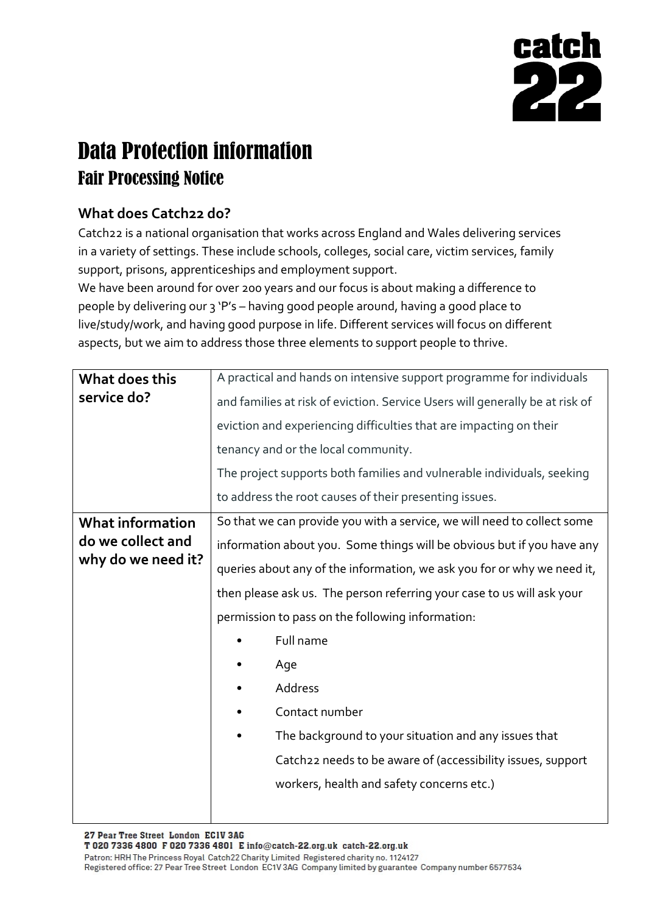# Data Protection information

## Fair Processing Notice

### What does Catch22 do?

Catch22 is a national organisation that works across England and Wales delivering services in a variety of settings. These include schools, colleges, social care, victim services, family support, prisons, apprenticeships and employment support.
We have been around for over 200 years and our focus is about making a difference to people by delivering our 3 'P's – having good people around, having a good place to live/study/work, and having good purpose in life. Different services will focus on different aspects, but we aim to address those three elements to support people to thrive.

| | |
|---|---|
| **What does this service do?** | A practical and hands on intensive support programme for individuals and families at risk of eviction. Service Users will generally be at risk of eviction and experiencing difficulties that are impacting on their tenancy and or the local community.<br>The project supports both families and vulnerable individuals, seeking to address the root causes of their presenting issues. |
| **What information do we collect and why do we need it?** | So that we can provide you with a service, we will need to collect some information about you. Some things will be obvious but if you have any queries about any of the information, we ask you for or why we need it, then please ask us. The person referring your case to us will ask your permission to pass on the following information:<br>• Full name<br>• Age<br>• Address<br>• Contact number<br>• The background to your situation and any issues that Catch22 needs to be aware of (accessibility issues, support workers, health and safety concerns etc.) |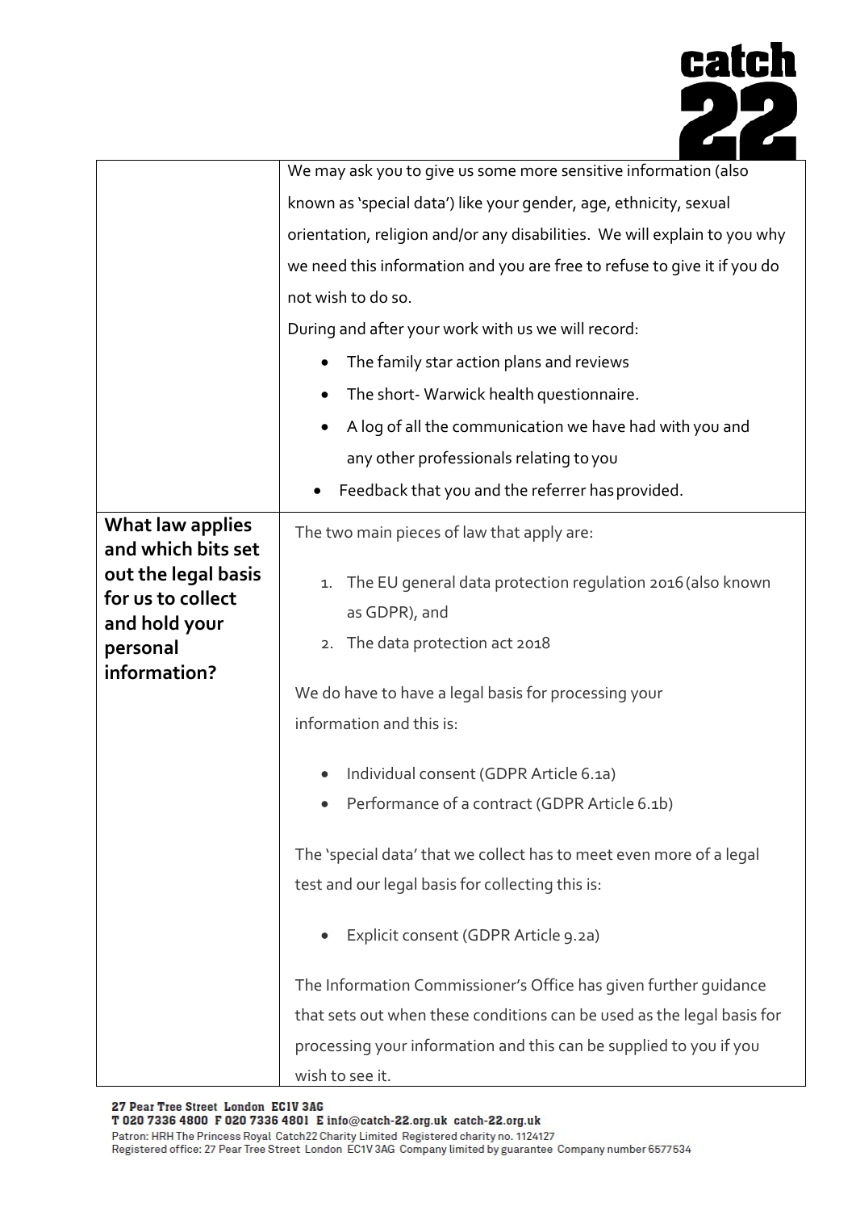| | |
|---|---|
| | We may ask you to give us some more sensitive information (also known as 'special data') like your gender, age, ethnicity, sexual orientation, religion and/or any disabilities. We will explain to you why we need this information and you are free to refuse to give it if you do not wish to do so.<br>During and after your work with us we will record:<br>• The family star action plans and reviews<br>• The short- Warwick health questionnaire.<br>• A log of all the communication we have had with you and any other professionals relating to you<br>• Feedback that you and the referrer has provided. |
| **What law applies and which bits set out the legal basis for us to collect and hold your personal information?** | The two main pieces of law that apply are:<br>1. The EU general data protection regulation 2016 (also known as GDPR), and<br>2. The data protection act 2018<br><br>We do have to have a legal basis for processing your information and this is:<br>• Individual consent (GDPR Article 6.1a)<br>• Performance of a contract (GDPR Article 6.1b)<br><br>The 'special data' that we collect has to meet even more of a legal test and our legal basis for collecting this is:<br>• Explicit consent (GDPR Article 9.2a)<br><br>The Information Commissioner's Office has given further guidance that sets out when these conditions can be used as the legal basis for processing your information and this can be supplied to you if you wish to see it. |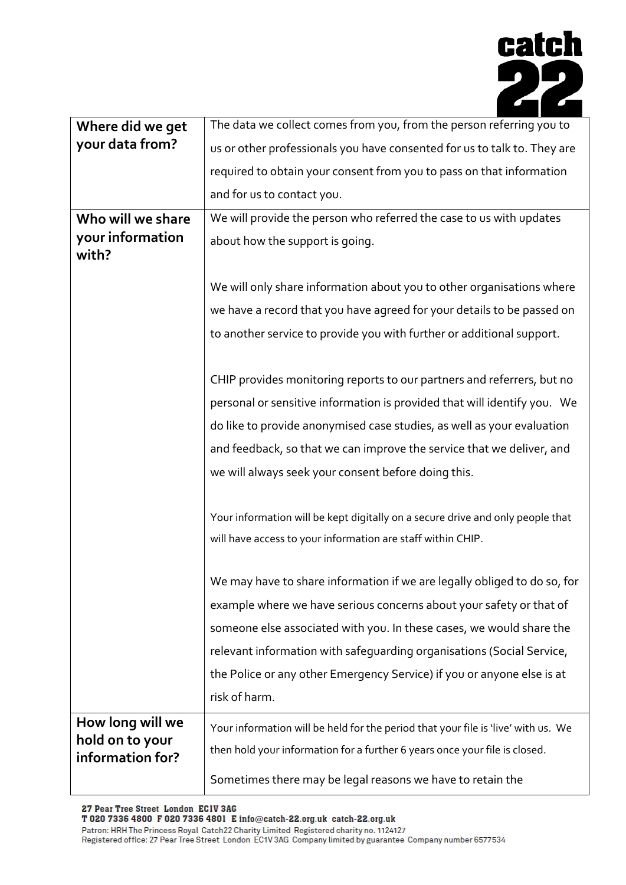| Where did we get your data from? | The data we collect comes from you, from the person referring you to us or other professionals you have consented for us to talk to. They are required to obtain your consent from you to pass on that information and for us to contact you. |
|---|---|
| Who will we share your information with? | We will provide the person who referred the case to us with updates about how the support is going.<br><br>We will only share information about you to other organisations where we have a record that you have agreed for your details to be passed on to another service to provide you with further or additional support.<br><br>CHIP provides monitoring reports to our partners and referrers, but no personal or sensitive information is provided that will identify you. We do like to provide anonymised case studies, as well as your evaluation and feedback, so that we can improve the service that we deliver, and we will always seek your consent before doing this.<br><br>Your information will be kept digitally on a secure drive and only people that will have access to your information are staff within CHIP.<br><br>We may have to share information if we are legally obliged to do so, for example where we have serious concerns about your safety or that of someone else associated with you. In these cases, we would share the relevant information with safeguarding organisations (Social Service, the Police or any other Emergency Service) if you or anyone else is at risk of harm. |
| How long will we hold on to your information for? | Your information will be held for the period that your file is 'live' with us. We then hold your information for a further 6 years once your file is closed.<br><br>Sometimes there may be legal reasons we have to retain the |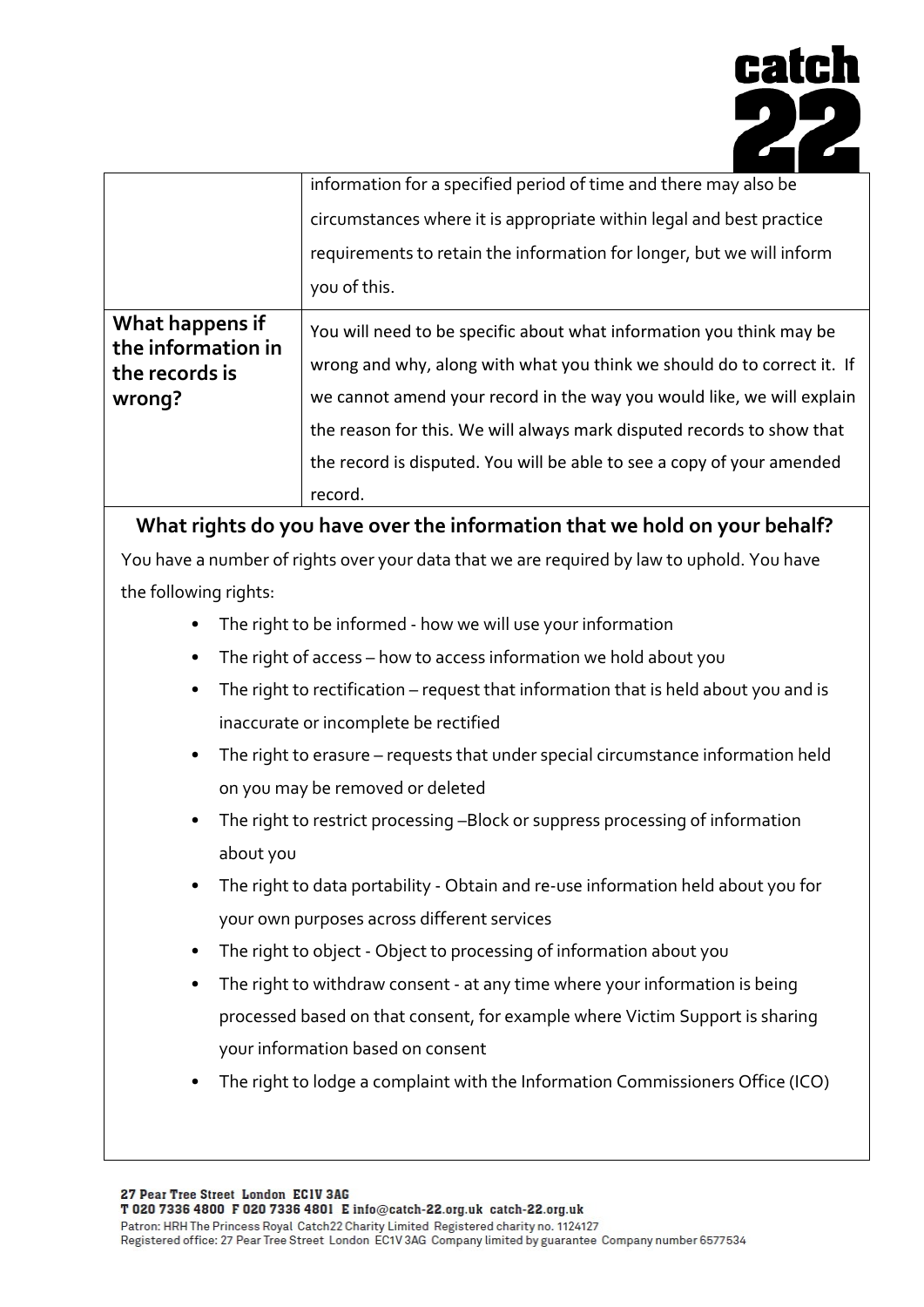| | |
|---|---|
| | information for a specified period of time and there may also be circumstances where it is appropriate within legal and best practice requirements to retain the information for longer, but we will inform you of this. |
| **What happens if the information in the records is wrong?** | You will need to be specific about what information you think may be wrong and why, along with what you think we should do to correct it. If we cannot amend your record in the way you would like, we will explain the reason for this. We will always mark disputed records to show that the record is disputed. You will be able to see a copy of your amended record. |

## What rights do you have over the information that we hold on your behalf?

You have a number of rights over your data that we are required by law to uphold. You have the following rights:

- The right to be informed - how we will use your information
- The right of access – how to access information we hold about you
- The right to rectification – request that information that is held about you and is inaccurate or incomplete be rectified
- The right to erasure – requests that under special circumstance information held on you may be removed or deleted
- The right to restrict processing –Block or suppress processing of information about you
- The right to data portability - Obtain and re-use information held about you for your own purposes across different services
- The right to object - Object to processing of information about you
- The right to withdraw consent - at any time where your information is being processed based on that consent, for example where Victim Support is sharing your information based on consent
- The right to lodge a complaint with the Information Commissioners Office (ICO)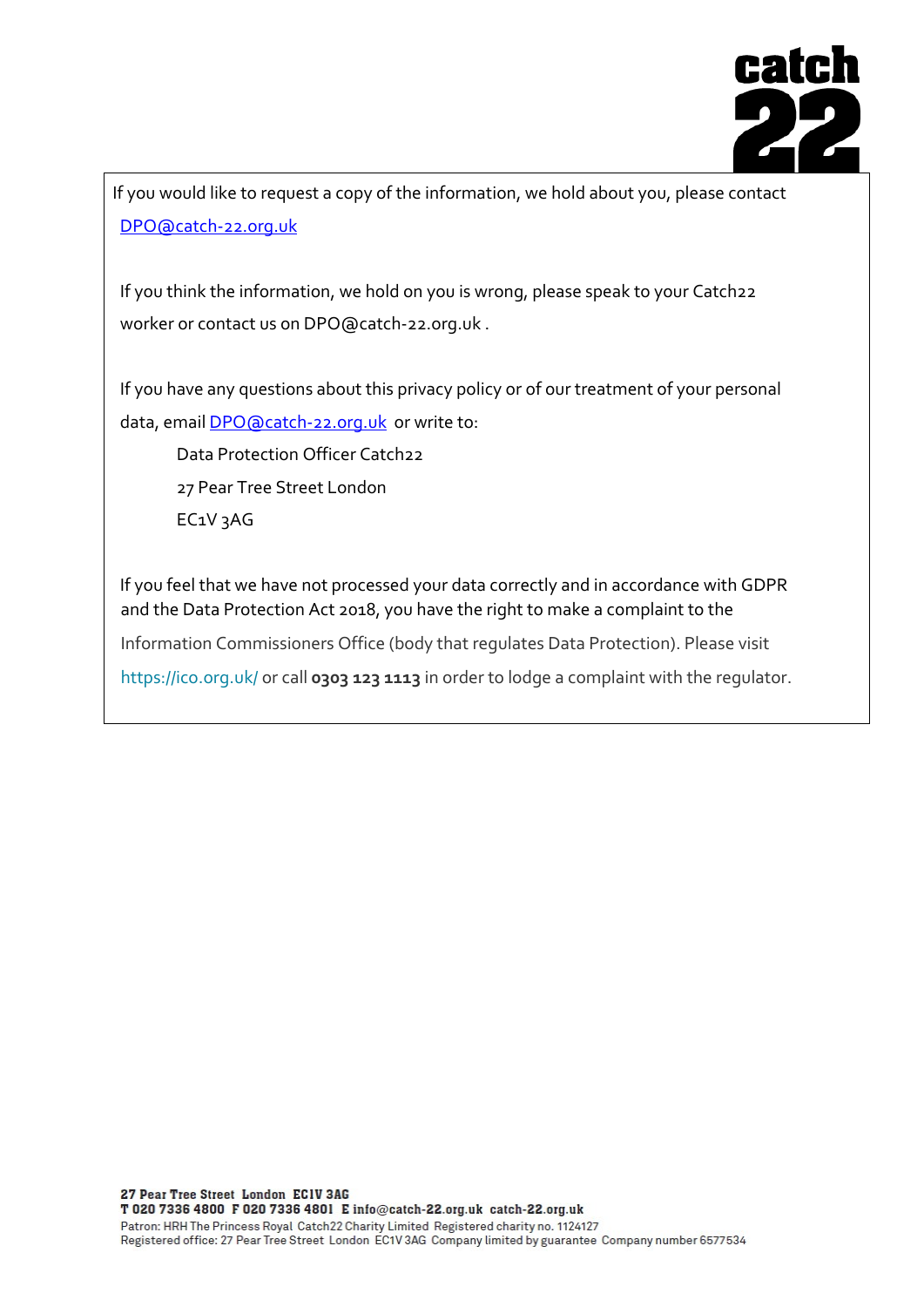If you would like to request a copy of the information, we hold about you, please contact DPO@catch-22.org.uk

If you think the information, we hold on you is wrong, please speak to your Catch22 worker or contact us on DPO@catch-22.org.uk .

If you have any questions about this privacy policy or of our treatment of your personal data, email DPO@catch-22.org.uk or write to:

Data Protection Officer Catch22
27 Pear Tree Street London
EC1V 3AG

If you feel that we have not processed your data correctly and in accordance with GDPR and the Data Protection Act 2018, you have the right to make a complaint to the Information Commissioners Office (body that regulates Data Protection). Please visit https://ico.org.uk/ or call **0303 123 1113** in order to lodge a complaint with the regulator.